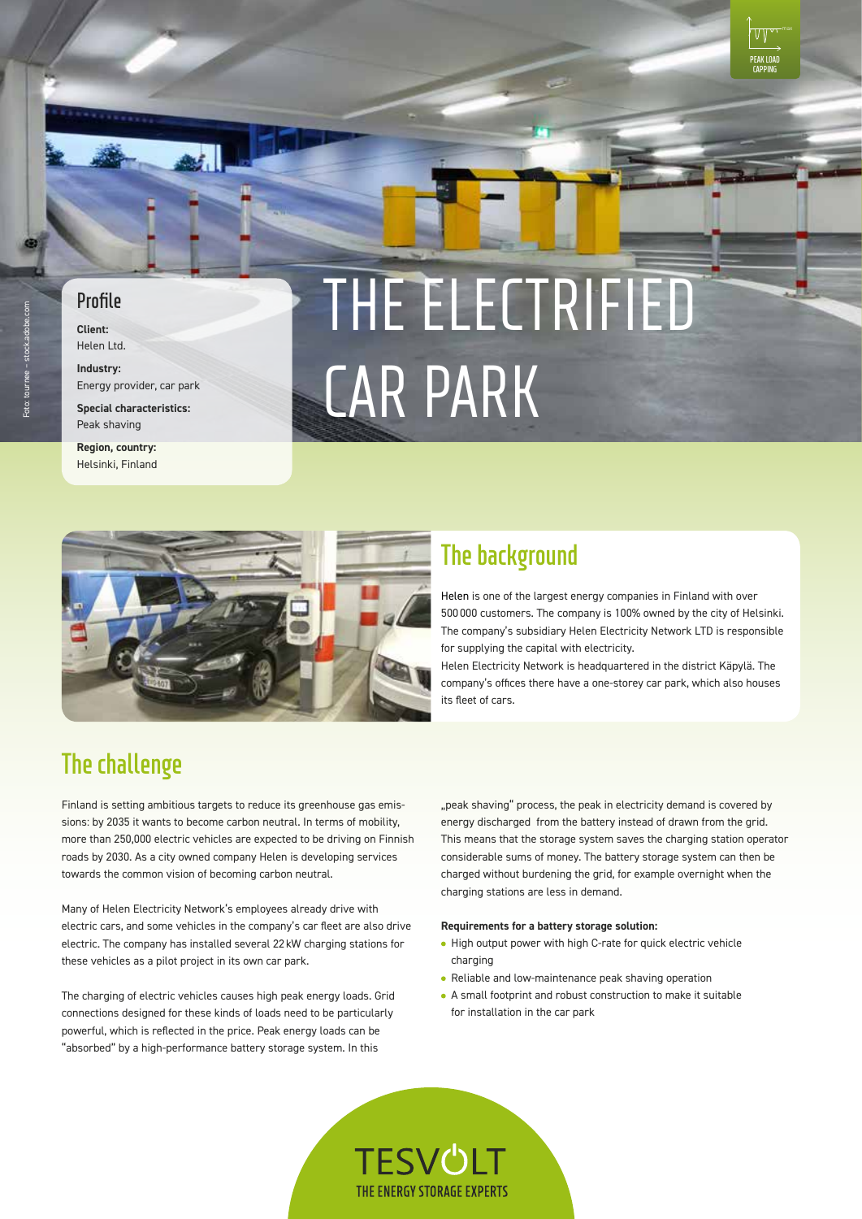PEAK LOAD CAPPING

# THE ELECTRIFIED CAR PARK

## Profile

**Client:**
Helen Ltd.

**Industry:**
Energy provider, car park

**Special characteristics:**
Peak shaving

**Region, country:**
Helsinki, Finland

Foto: tournee – stock.adobe.com

## The background

Helen is one of the largest energy companies in Finland with over 500 000 customers. The company is 100% owned by the city of Helsinki. The company's subsidiary Helen Electricity Network LTD is responsible for supplying the capital with electricity.
Helen Electricity Network is headquartered in the district Käpylä. The company's offices there have a one-storey car park, which also houses its fleet of cars.

## The challenge

Finland is setting ambitious targets to reduce its greenhouse gas emissions: by 2035 it wants to become carbon neutral. In terms of mobility, more than 250,000 electric vehicles are expected to be driving on Finnish roads by 2030. As a city owned company Helen is developing services towards the common vision of becoming carbon neutral.

Many of Helen Electricity Network's employees already drive with electric cars, and some vehicles in the company's car fleet are also drive electric. The company has installed several 22 kW charging stations for these vehicles as a pilot project in its own car park.

The charging of electric vehicles causes high peak energy loads. Grid connections designed for these kinds of loads need to be particularly powerful, which is reflected in the price. Peak energy loads can be "absorbed" by a high-performance battery storage system. In this „peak shaving" process, the peak in electricity demand is covered by energy discharged from the battery instead of drawn from the grid. This means that the storage system saves the charging station operator considerable sums of money. The battery storage system can then be charged without burdening the grid, for example overnight when the charging stations are less in demand.

**Requirements for a battery storage solution:**

- High output power with high C-rate for quick electric vehicle charging
- Reliable and low-maintenance peak shaving operation
- A small footprint and robust construction to make it suitable for installation in the car park

TESVOLT
THE ENERGY STORAGE EXPERTS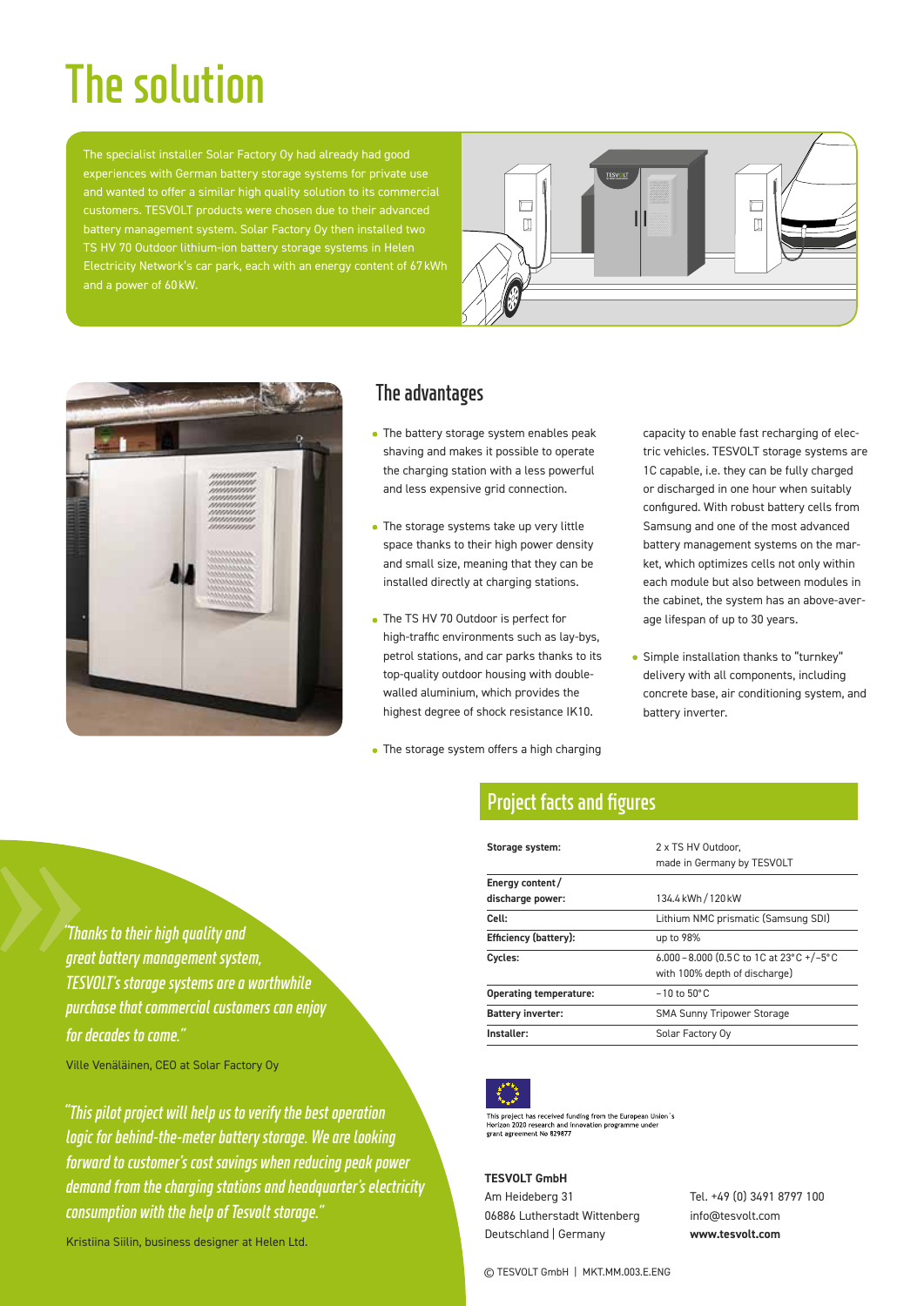# The solution

The specialist installer Solar Factory Oy had already had good experiences with German battery storage systems for private use and wanted to offer a similar high quality solution to its commercial customers. TESVOLT products were chosen due to their advanced battery management system. Solar Factory Oy then installed two TS HV 70 Outdoor lithium-ion battery storage systems in Helen Electricity Network's car park, each with an energy content of 67 kWh and a power of 60 kW.

## The advantages

- The battery storage system enables peak shaving and makes it possible to operate the charging station with a less powerful and less expensive grid connection.
- The storage systems take up very little space thanks to their high power density and small size, meaning that they can be installed directly at charging stations.
- The TS HV 70 Outdoor is perfect for high-traffic environments such as lay-bys, petrol stations, and car parks thanks to its top-quality outdoor housing with double-walled aluminium, which provides the highest degree of shock resistance IK10.
- The storage system offers a high charging capacity to enable fast recharging of electric vehicles. TESVOLT storage systems are 1C capable, i.e. they can be fully charged or discharged in one hour when suitably configured. With robust battery cells from Samsung and one of the most advanced battery management systems on the market, which optimizes cells not only within each module but also between modules in the cabinet, the system has an above-average lifespan of up to 30 years.
- Simple installation thanks to "turnkey" delivery with all components, including concrete base, air conditioning system, and battery inverter.

*"Thanks to their high quality and great battery management system, TESVOLT's storage systems are a worthwhile purchase that commercial customers can enjoy for decades to come."*

Ville Venäläinen, CEO at Solar Factory Oy

*"This pilot project will help us to verify the best operation logic for behind-the-meter battery storage. We are looking forward to customer's cost savings when reducing peak power demand from the charging stations and headquarter's electricity consumption with the help of Tesvolt storage."*

Kristiina Siilin, business designer at Helen Ltd.

## Project facts and figures

| | |
|---|---|
| **Storage system:** | 2 x TS HV Outdoor, made in Germany by TESVOLT |
| **Energy content / discharge power:** | 134.4 kWh / 120 kW |
| **Cell:** | Lithium NMC prismatic (Samsung SDI) |
| **Efficiency (battery):** | up to 98% |
| **Cycles:** | 6.000 – 8.000 (0.5C to 1C at 23°C +/–5°C with 100% depth of discharge) |
| **Operating temperature:** | –10 to 50°C |
| **Battery inverter:** | SMA Sunny Tripower Storage |
| **Installer:** | Solar Factory Oy |

This project has received funding from the European Union´s Horizon 2020 research and innovation programme under grant agreement No 829877

**TESVOLT GmbH**
Am Heideberg 31
06886 Lutherstadt Wittenberg
Deutschland | Germany

Tel. +49 (0) 3491 8797 100
info@tesvolt.com
**www.tesvolt.com**

© TESVOLT GmbH | MKT.MM.003.E.ENG